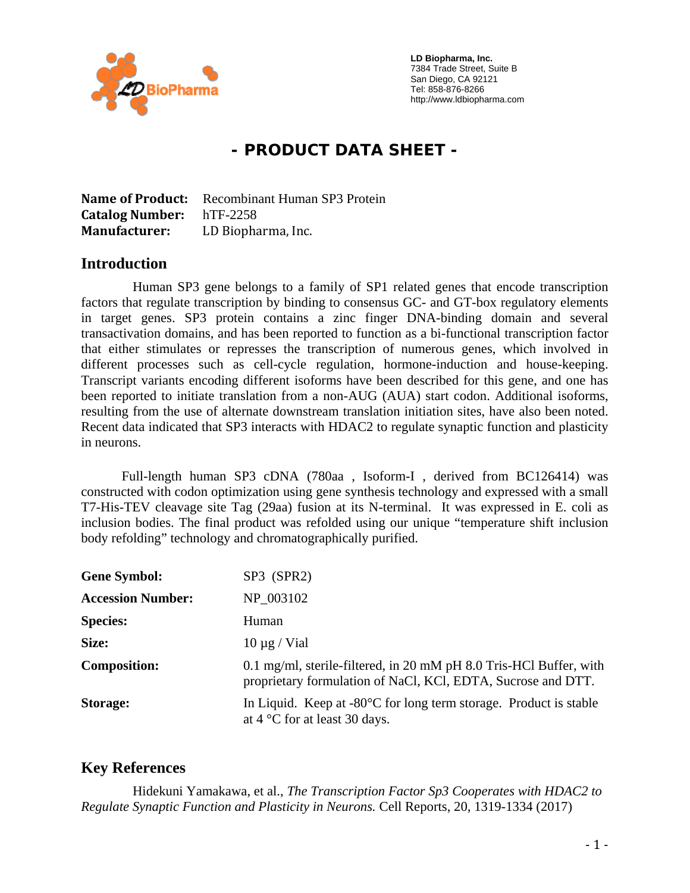**LD Biopharma, Inc.**
7384 Trade Street, Suite B
San Diego, CA 92121
Tel: 858-876-8266
http://www.ldbiopharma.com

# - PRODUCT DATA SHEET -

**Name of Product:** Recombinant Human SP3 Protein
**Catalog Number:** hTF-2258
**Manufacturer:** LD Biopharma, Inc.

## Introduction

Human SP3 gene belongs to a family of SP1 related genes that encode transcription factors that regulate transcription by binding to consensus GC- and GT-box regulatory elements in target genes. SP3 protein contains a zinc finger DNA-binding domain and several transactivation domains, and has been reported to function as a bi-functional transcription factor that either stimulates or represses the transcription of numerous genes, which involved in different processes such as cell-cycle regulation, hormone-induction and house-keeping. Transcript variants encoding different isoforms have been described for this gene, and one has been reported to initiate translation from a non-AUG (AUA) start codon. Additional isoforms, resulting from the use of alternate downstream translation initiation sites, have also been noted. Recent data indicated that SP3 interacts with HDAC2 to regulate synaptic function and plasticity in neurons.

Full-length human SP3 cDNA (780aa , Isoform-I , derived from BC126414) was constructed with codon optimization using gene synthesis technology and expressed with a small T7-His-TEV cleavage site Tag (29aa) fusion at its N-terminal. It was expressed in E. coli as inclusion bodies. The final product was refolded using our unique "temperature shift inclusion body refolding" technology and chromatographically purified.

| | |
|---|---|
| **Gene Symbol:** | SP3 (SPR2) |
| **Accession Number:** | NP_003102 |
| **Species:** | Human |
| **Size:** | 10 µg / Vial |
| **Composition:** | 0.1 mg/ml, sterile-filtered, in 20 mM pH 8.0 Tris-HCl Buffer, with proprietary formulation of NaCl, KCl, EDTA, Sucrose and DTT. |
| **Storage:** | In Liquid. Keep at -80°C for long term storage. Product is stable at 4 °C for at least 30 days. |

## Key References

Hidekuni Yamakawa, et al., *The Transcription Factor Sp3 Cooperates with HDAC2 to Regulate Synaptic Function and Plasticity in Neurons.* Cell Reports, 20, 1319-1334 (2017)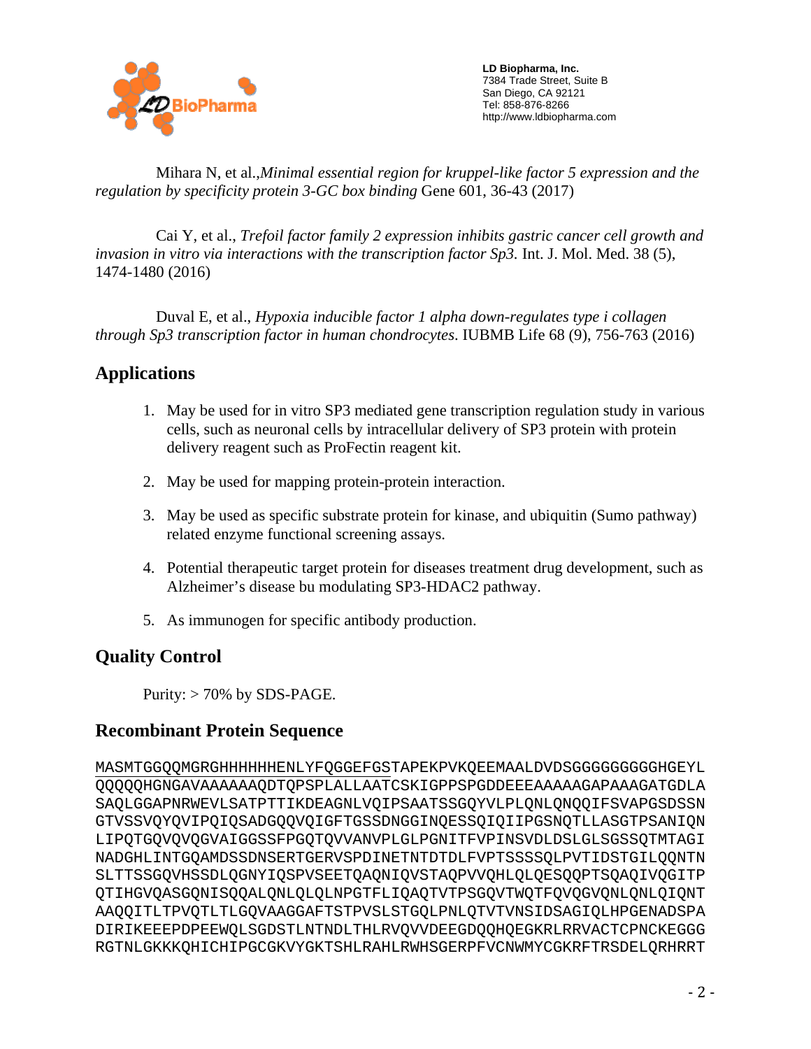Mihara N, et al.,*Minimal essential region for kruppel-like factor 5 expression and the regulation by specificity protein 3-GC box binding* Gene 601, 36-43 (2017)

Cai Y, et al., *Trefoil factor family 2 expression inhibits gastric cancer cell growth and invasion in vitro via interactions with the transcription factor Sp3.* Int. J. Mol. Med. 38 (5), 1474-1480 (2016)

Duval E, et al., *Hypoxia inducible factor 1 alpha down-regulates type i collagen through Sp3 transcription factor in human chondrocytes*. IUBMB Life 68 (9), 756-763 (2016)

## Applications

1. May be used for in vitro SP3 mediated gene transcription regulation study in various cells, such as neuronal cells by intracellular delivery of SP3 protein with protein delivery reagent such as ProFectin reagent kit.
2. May be used for mapping protein-protein interaction.
3. May be used as specific substrate protein for kinase, and ubiquitin (Sumo pathway) related enzyme functional screening assays.
4. Potential therapeutic target protein for diseases treatment drug development, such as Alzheimer's disease bu modulating SP3-HDAC2 pathway.
5. As immunogen for specific antibody production.

## Quality Control

Purity: > 70% by SDS-PAGE.

## Recombinant Protein Sequence

```
MASMTGGQQMGRGHHHHHHENLYFQGGEFGSTAPEKPVKQEEMAALDVDSGGGGGGGGGHGEYL
QQQQQHGNGAVAAAAAAQDTQPSPLALLAATCSKIGPPSPGDDEEEAAAAAGAPAAAGATGDLA
SAQLGGAPNRWEVLSATPTTIKDEAGNLVQIPSAATSSGQYVLPLQNLQNQQIFSVAPGSDSSN
GTVSSVQYQVIPQIQSADGQQVQIGFTGSSDNGGINQESSQIQIIPGSNQTLLASGTPSANIQN
LIPQTGQVQVQGVAIGGSSFPGQTQVVANVPLGLPGNITFVPINSVDLDSLGLSGSSQTMTAGI
NADGHLINTGQAMDSSDNSERTGERVSPDINETNTDTDLFVPTSSSSQLPVTIDSTGILQQNTN
SLTTSSGQVHSSDLQGNYIQSPVSEETQAQNIQVSTAQPVVQHLQLQESQQPTSQAQIVQGITP
QTIHGVQASGQNISQQALQNLQLQLNPGTFLIQAQTVTPSGQVTWQTFQVQGVQNLQNLQIQNT
AAQQITLTPVQTLTLGQVAAGGAFTSTPVSLSTGQLPNLQTVTVNSIDSAGIQLHPGENADSPA
DIRIKEEEPDPEEWQLSGDSTLNTNDLTHLRVQVVDEEGDQQHQEGKRLRRVACTCPNCKEGGG
RGTNLGKKKQHICHIPGCGKVYGKTSHLRAHLRWHSGERPFVCNWMYCGKRFTRSDELQRHRRT
```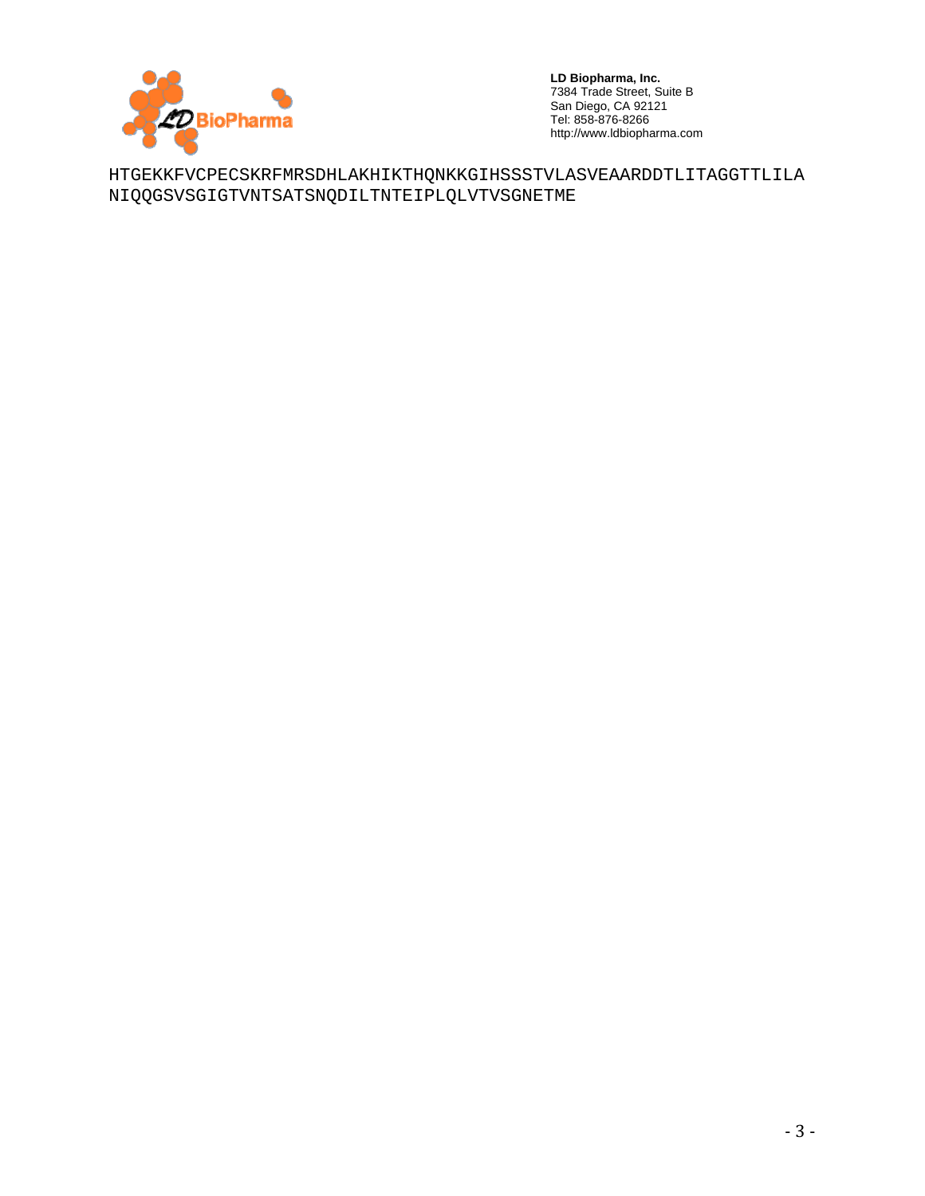**LD Biopharma, Inc.**
7384 Trade Street, Suite B
San Diego, CA 92121
Tel: 858-876-8266
http://www.ldbiopharma.com

```
HTGEKKFVCPECSKRFMRSDHLAKHIKTHQNKKGIHSSSTVLASVEAARDDTLITAGGTTLILA
NIQQGSVSGIGTVNTSATSNQDILTNTEIPLQLVTVSGNETME
```